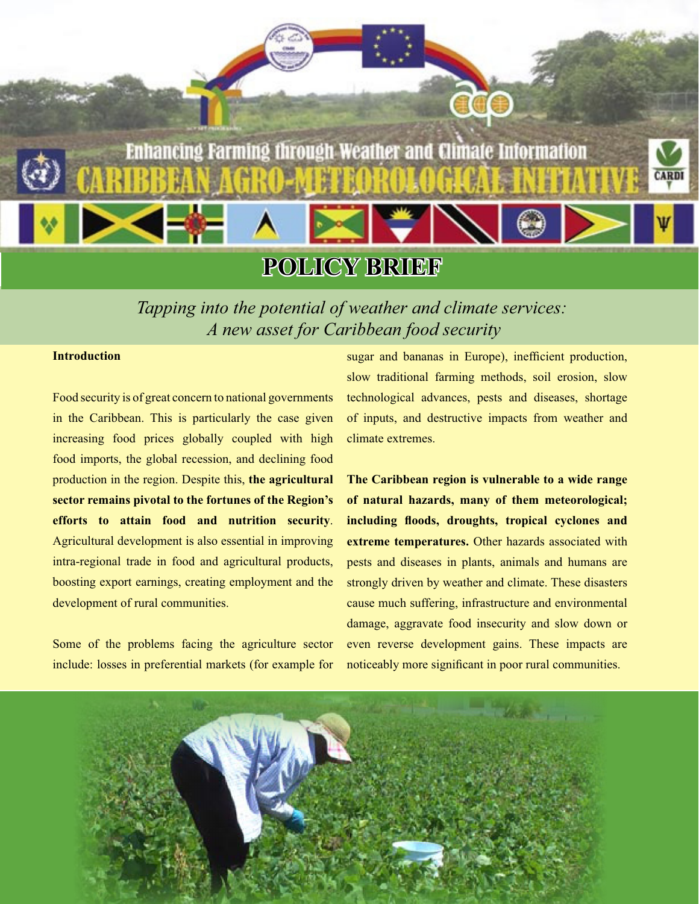Enhancing Farming through Weather and Climate Information

# CARIBBEAN AGRO-METEOROLOGICAL INITIATIVE

## POLICY BRIEF

*Tapping into the potential of weather and climate services: A new asset for Caribbean food security*

**Introduction**

Food security is of great concern to national governments in the Caribbean. This is particularly the case given increasing food prices globally coupled with high food imports, the global recession, and declining food production in the region. Despite this, **the agricultural sector remains pivotal to the fortunes of the Region's efforts to attain food and nutrition security**. Agricultural development is also essential in improving intra-regional trade in food and agricultural products, boosting export earnings, creating employment and the development of rural communities.

Some of the problems facing the agriculture sector include: losses in preferential markets (for example for sugar and bananas in Europe), inefficient production, slow traditional farming methods, soil erosion, slow technological advances, pests and diseases, shortage of inputs, and destructive impacts from weather and climate extremes.

**The Caribbean region is vulnerable to a wide range of natural hazards, many of them meteorological; including floods, droughts, tropical cyclones and extreme temperatures.** Other hazards associated with pests and diseases in plants, animals and humans are strongly driven by weather and climate. These disasters cause much suffering, infrastructure and environmental damage, aggravate food insecurity and slow down or even reverse development gains. These impacts are noticeably more significant in poor rural communities.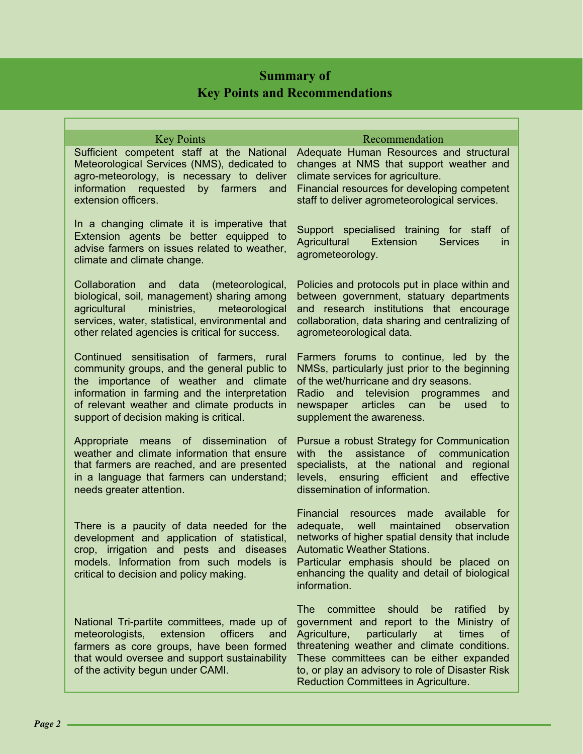## Summary of Key Points and Recommendations

| Key Points | Recommendation |
| --- | --- |
| Sufficient competent staff at the National Meteorological Services (NMS), dedicated to agro-meteorology, is necessary to deliver information requested by farmers and extension officers. | Adequate Human Resources and structural changes at NMS that support weather and climate services for agriculture.<br>Financial resources for developing competent staff to deliver agrometeorological services. |
| In a changing climate it is imperative that Extension agents be better equipped to advise farmers on issues related to weather, climate and climate change. | Support specialised training for staff of Agricultural Extension Services in agrometeorology. |
| Collaboration and data (meteorological, biological, soil, management) sharing among agricultural ministries, meteorological services, water, statistical, environmental and other related agencies is critical for success. | Policies and protocols put in place within and between government, statuary departments and research institutions that encourage collaboration, data sharing and centralizing of agrometeorological data. |
| Continued sensitisation of farmers, rural community groups, and the general public to the importance of weather and climate information in farming and the interpretation of relevant weather and climate products in support of decision making is critical. | Farmers forums to continue, led by the NMSs, particularly just prior to the beginning of the wet/hurricane and dry seasons.<br>Radio and television programmes and newspaper articles can be used to supplement the awareness. |
| Appropriate means of dissemination of weather and climate information that ensure that farmers are reached, and are presented in a language that farmers can understand; needs greater attention. | Pursue a robust Strategy for Communication with the assistance of communication specialists, at the national and regional levels, ensuring efficient and effective dissemination of information. |
| There is a paucity of data needed for the development and application of statistical, crop, irrigation and pests and diseases models. Information from such models is critical to decision and policy making. | Financial resources made available for adequate, well maintained observation networks of higher spatial density that include Automatic Weather Stations.<br>Particular emphasis should be placed on enhancing the quality and detail of biological information. |
| National Tri-partite committees, made up of meteorologists, extension officers and farmers as core groups, have been formed that would oversee and support sustainability of the activity begun under CAMI. | The committee should be ratified by government and report to the Ministry of Agriculture, particularly at times of threatening weather and climate conditions. These committees can be either expanded to, or play an advisory to role of Disaster Risk Reduction Committees in Agriculture. |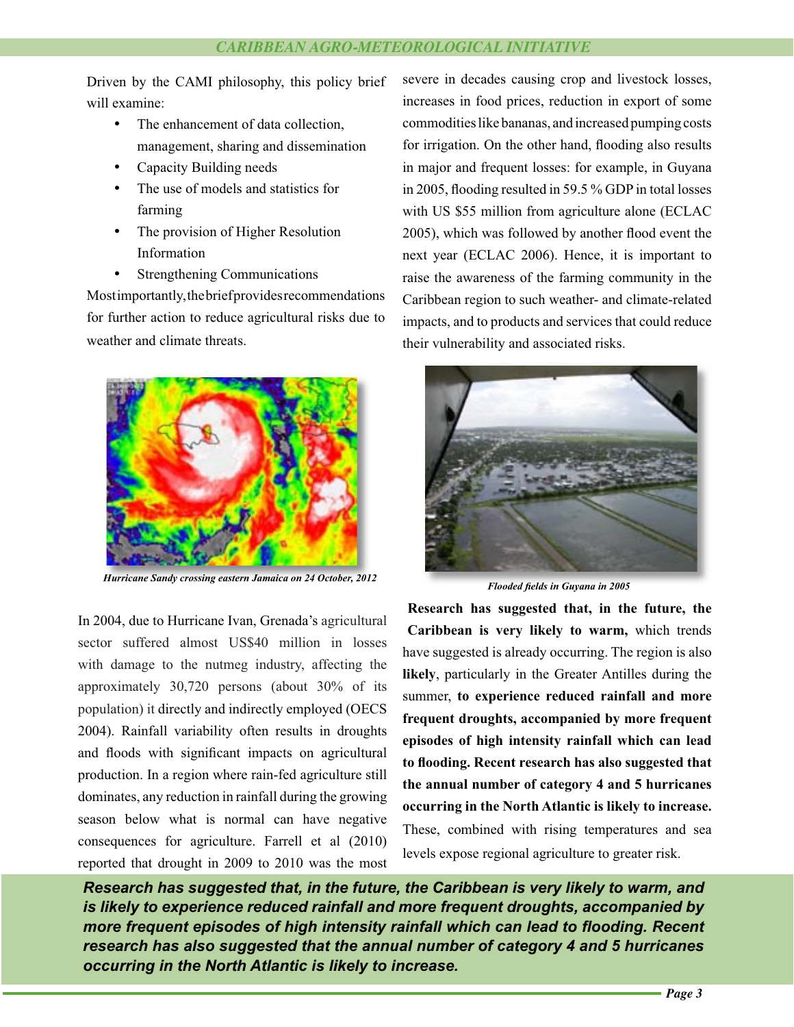Driven by the CAMI philosophy, this policy brief will examine:

- The enhancement of data collection, management, sharing and dissemination
- Capacity Building needs
- The use of models and statistics for farming
- The provision of Higher Resolution Information
- Strengthening Communications

Most importantly, the brief provides recommendations for further action to reduce agricultural risks due to weather and climate threats.

*Hurricane Sandy crossing eastern Jamaica on 24 October, 2012*

In 2004, due to Hurricane Ivan, Grenada's agricultural sector suffered almost US$40 million in losses with damage to the nutmeg industry, affecting the approximately 30,720 persons (about 30% of its population) it directly and indirectly employed (OECS 2004). Rainfall variability often results in droughts and floods with significant impacts on agricultural production. In a region where rain-fed agriculture still dominates, any reduction in rainfall during the growing season below what is normal can have negative consequences for agriculture. Farrell et al (2010) reported that drought in 2009 to 2010 was the most severe in decades causing crop and livestock losses, increases in food prices, reduction in export of some commodities like bananas, and increased pumping costs for irrigation. On the other hand, flooding also results in major and frequent losses: for example, in Guyana in 2005, flooding resulted in 59.5 % GDP in total losses with US $55 million from agriculture alone (ECLAC 2005), which was followed by another flood event the next year (ECLAC 2006). Hence, it is important to raise the awareness of the farming community in the Caribbean region to such weather- and climate-related impacts, and to products and services that could reduce their vulnerability and associated risks.

*Flooded fields in Guyana in 2005*

**Research has suggested that, in the future, the Caribbean is very likely to warm,** which trends have suggested is already occurring. The region is also **likely**, particularly in the Greater Antilles during the summer, **to experience reduced rainfall and more frequent droughts, accompanied by more frequent episodes of high intensity rainfall which can lead to flooding. Recent research has also suggested that the annual number of category 4 and 5 hurricanes occurring in the North Atlantic is likely to increase.** These, combined with rising temperatures and sea levels expose regional agriculture to greater risk.

***Research has suggested that, in the future, the Caribbean is very likely to warm, and is likely to experience reduced rainfall and more frequent droughts, accompanied by more frequent episodes of high intensity rainfall which can lead to flooding. Recent research has also suggested that the annual number of category 4 and 5 hurricanes occurring in the North Atlantic is likely to increase.***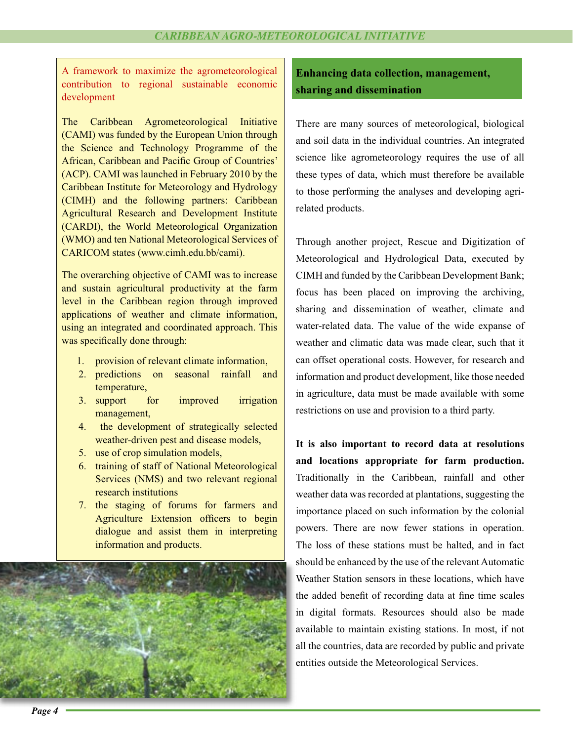## A framework to maximize the agrometeorological contribution to regional sustainable economic development

The Caribbean Agrometeorological Initiative (CAMI) was funded by the European Union through the Science and Technology Programme of the African, Caribbean and Pacific Group of Countries' (ACP). CAMI was launched in February 2010 by the Caribbean Institute for Meteorology and Hydrology (CIMH) and the following partners: Caribbean Agricultural Research and Development Institute (CARDI), the World Meteorological Organization (WMO) and ten National Meteorological Services of CARICOM states (www.cimh.edu.bb/cami).

The overarching objective of CAMI was to increase and sustain agricultural productivity at the farm level in the Caribbean region through improved applications of weather and climate information, using an integrated and coordinated approach. This was specifically done through:

1. provision of relevant climate information,
2. predictions on seasonal rainfall and temperature,
3. support for improved irrigation management,
4. the development of strategically selected weather-driven pest and disease models,
5. use of crop simulation models,
6. training of staff of National Meteorological Services (NMS) and two relevant regional research institutions
7. the staging of forums for farmers and Agriculture Extension officers to begin dialogue and assist them in interpreting information and products.

## Enhancing data collection, management, sharing and dissemination

There are many sources of meteorological, biological and soil data in the individual countries. An integrated science like agrometeorology requires the use of all these types of data, which must therefore be available to those performing the analyses and developing agri-related products.

Through another project, Rescue and Digitization of Meteorological and Hydrological Data, executed by CIMH and funded by the Caribbean Development Bank; focus has been placed on improving the archiving, sharing and dissemination of weather, climate and water-related data. The value of the wide expanse of weather and climatic data was made clear, such that it can offset operational costs. However, for research and information and product development, like those needed in agriculture, data must be made available with some restrictions on use and provision to a third party.

**It is also important to record data at resolutions and locations appropriate for farm production.** Traditionally in the Caribbean, rainfall and other weather data was recorded at plantations, suggesting the importance placed on such information by the colonial powers. There are now fewer stations in operation. The loss of these stations must be halted, and in fact should be enhanced by the use of the relevant Automatic Weather Station sensors in these locations, which have the added benefit of recording data at fine time scales in digital formats. Resources should also be made available to maintain existing stations. In most, if not all the countries, data are recorded by public and private entities outside the Meteorological Services.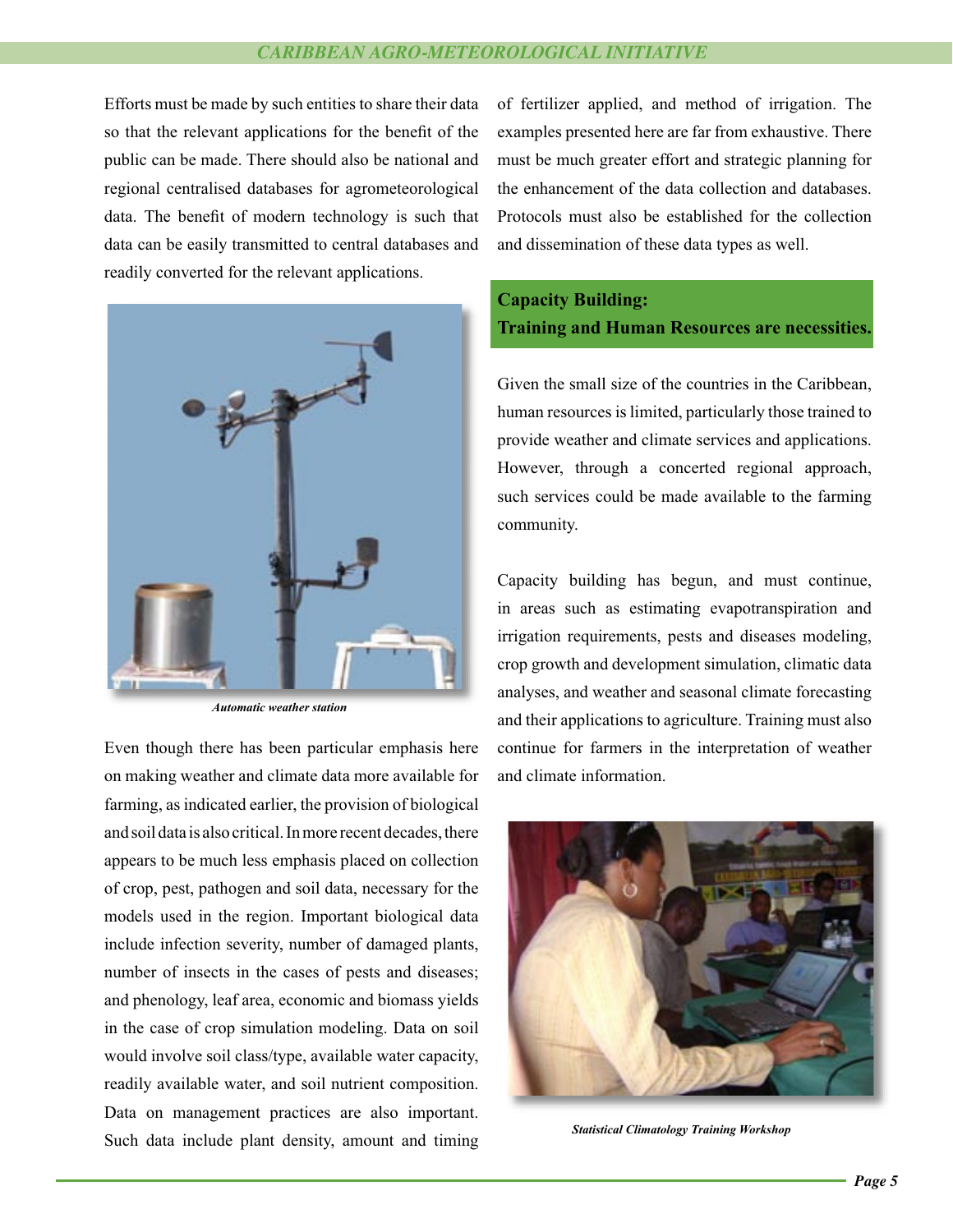Efforts must be made by such entities to share their data so that the relevant applications for the benefit of the public can be made. There should also be national and regional centralised databases for agrometeorological data. The benefit of modern technology is such that data can be easily transmitted to central databases and readily converted for the relevant applications.

*Automatic weather station*

Even though there has been particular emphasis here on making weather and climate data more available for farming, as indicated earlier, the provision of biological and soil data is also critical. In more recent decades, there appears to be much less emphasis placed on collection of crop, pest, pathogen and soil data, necessary for the models used in the region. Important biological data include infection severity, number of damaged plants, number of insects in the cases of pests and diseases; and phenology, leaf area, economic and biomass yields in the case of crop simulation modeling. Data on soil would involve soil class/type, available water capacity, readily available water, and soil nutrient composition. Data on management practices are also important. Such data include plant density, amount and timing of fertilizer applied, and method of irrigation. The examples presented here are far from exhaustive. There must be much greater effort and strategic planning for the enhancement of the data collection and databases. Protocols must also be established for the collection and dissemination of these data types as well.

## Capacity Building: Training and Human Resources are necessities.

Given the small size of the countries in the Caribbean, human resources is limited, particularly those trained to provide weather and climate services and applications. However, through a concerted regional approach, such services could be made available to the farming community.

Capacity building has begun, and must continue, in areas such as estimating evapotranspiration and irrigation requirements, pests and diseases modeling, crop growth and development simulation, climatic data analyses, and weather and seasonal climate forecasting and their applications to agriculture. Training must also continue for farmers in the interpretation of weather and climate information.

*Statistical Climatology Training Workshop*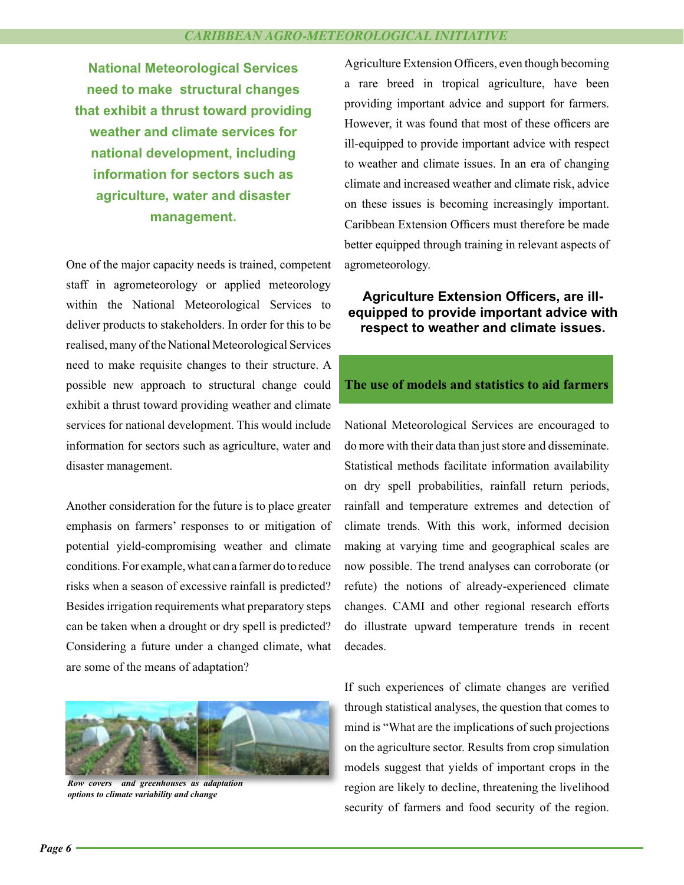**National Meteorological Services need to make structural changes that exhibit a thrust toward providing weather and climate services for national development, including information for sectors such as agriculture, water and disaster management.**

One of the major capacity needs is trained, competent staff in agrometeorology or applied meteorology within the National Meteorological Services to deliver products to stakeholders. In order for this to be realised, many of the National Meteorological Services need to make requisite changes to their structure. A possible new approach to structural change could exhibit a thrust toward providing weather and climate services for national development. This would include information for sectors such as agriculture, water and disaster management.

Another consideration for the future is to place greater emphasis on farmers' responses to or mitigation of potential yield-compromising weather and climate conditions. For example, what can a farmer do to reduce risks when a season of excessive rainfall is predicted? Besides irrigation requirements what preparatory steps can be taken when a drought or dry spell is predicted? Considering a future under a changed climate, what are some of the means of adaptation?

*Row covers and greenhouses as adaptation options to climate variability and change*

Agriculture Extension Officers, even though becoming a rare breed in tropical agriculture, have been providing important advice and support for farmers. However, it was found that most of these officers are ill-equipped to provide important advice with respect to weather and climate issues. In an era of changing climate and increased weather and climate risk, advice on these issues is becoming increasingly important. Caribbean Extension Officers must therefore be made better equipped through training in relevant aspects of agrometeorology.

**Agriculture Extension Officers, are ill-equipped to provide important advice with respect to weather and climate issues.**

## The use of models and statistics to aid farmers

National Meteorological Services are encouraged to do more with their data than just store and disseminate. Statistical methods facilitate information availability on dry spell probabilities, rainfall return periods, rainfall and temperature extremes and detection of climate trends. With this work, informed decision making at varying time and geographical scales are now possible. The trend analyses can corroborate (or refute) the notions of already-experienced climate changes. CAMI and other regional research efforts do illustrate upward temperature trends in recent decades.

If such experiences of climate changes are verified through statistical analyses, the question that comes to mind is "What are the implications of such projections on the agriculture sector. Results from crop simulation models suggest that yields of important crops in the region are likely to decline, threatening the livelihood security of farmers and food security of the region.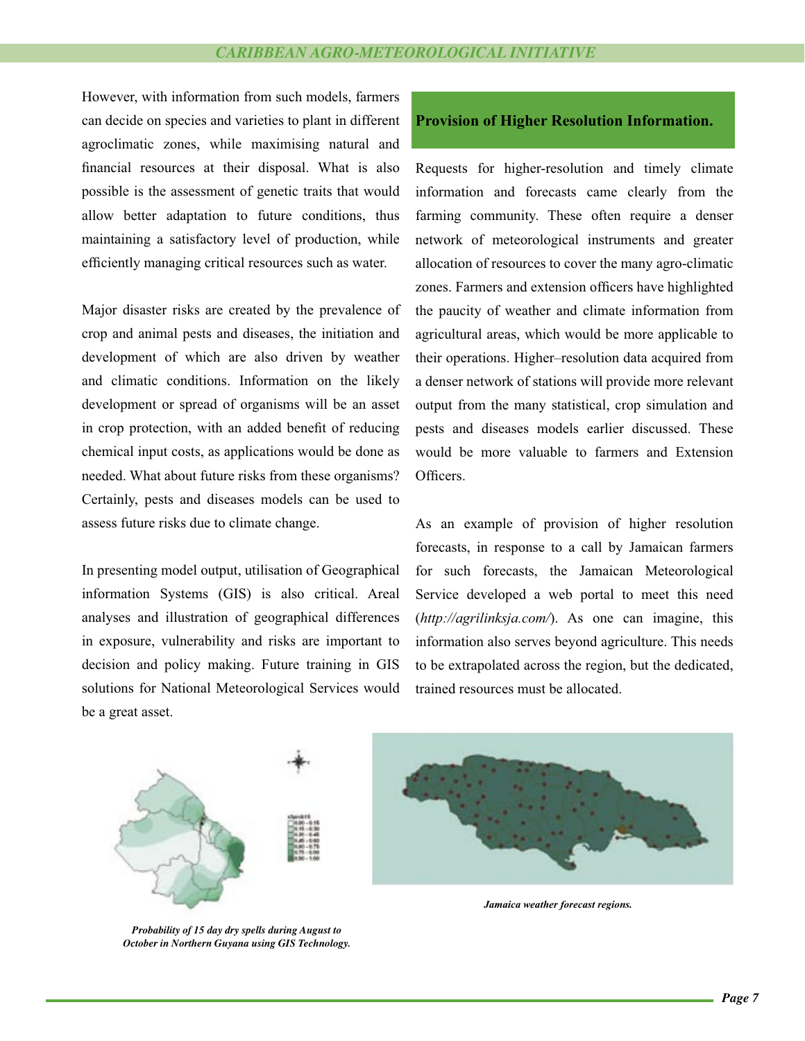However, with information from such models, farmers can decide on species and varieties to plant in different agroclimatic zones, while maximising natural and financial resources at their disposal. What is also possible is the assessment of genetic traits that would allow better adaptation to future conditions, thus maintaining a satisfactory level of production, while efficiently managing critical resources such as water.

Major disaster risks are created by the prevalence of crop and animal pests and diseases, the initiation and development of which are also driven by weather and climatic conditions. Information on the likely development or spread of organisms will be an asset in crop protection, with an added benefit of reducing chemical input costs, as applications would be done as needed. What about future risks from these organisms? Certainly, pests and diseases models can be used to assess future risks due to climate change.

In presenting model output, utilisation of Geographical information Systems (GIS) is also critical. Areal analyses and illustration of geographical differences in exposure, vulnerability and risks are important to decision and policy making. Future training in GIS solutions for National Meteorological Services would be a great asset.

## Provision of Higher Resolution Information.

Requests for higher-resolution and timely climate information and forecasts came clearly from the farming community. These often require a denser network of meteorological instruments and greater allocation of resources to cover the many agro-climatic zones. Farmers and extension officers have highlighted the paucity of weather and climate information from agricultural areas, which would be more applicable to their operations. Higher–resolution data acquired from a denser network of stations will provide more relevant output from the many statistical, crop simulation and pests and diseases models earlier discussed. These would be more valuable to farmers and Extension Officers.

As an example of provision of higher resolution forecasts, in response to a call by Jamaican farmers for such forecasts, the Jamaican Meteorological Service developed a web portal to meet this need (*http://agrilinksja.com/*). As one can imagine, this information also serves beyond agriculture. This needs to be extrapolated across the region, but the dedicated, trained resources must be allocated.

***Probability of 15 day dry spells during August to October in Northern Guyana using GIS Technology.***

***Jamaica weather forecast regions.***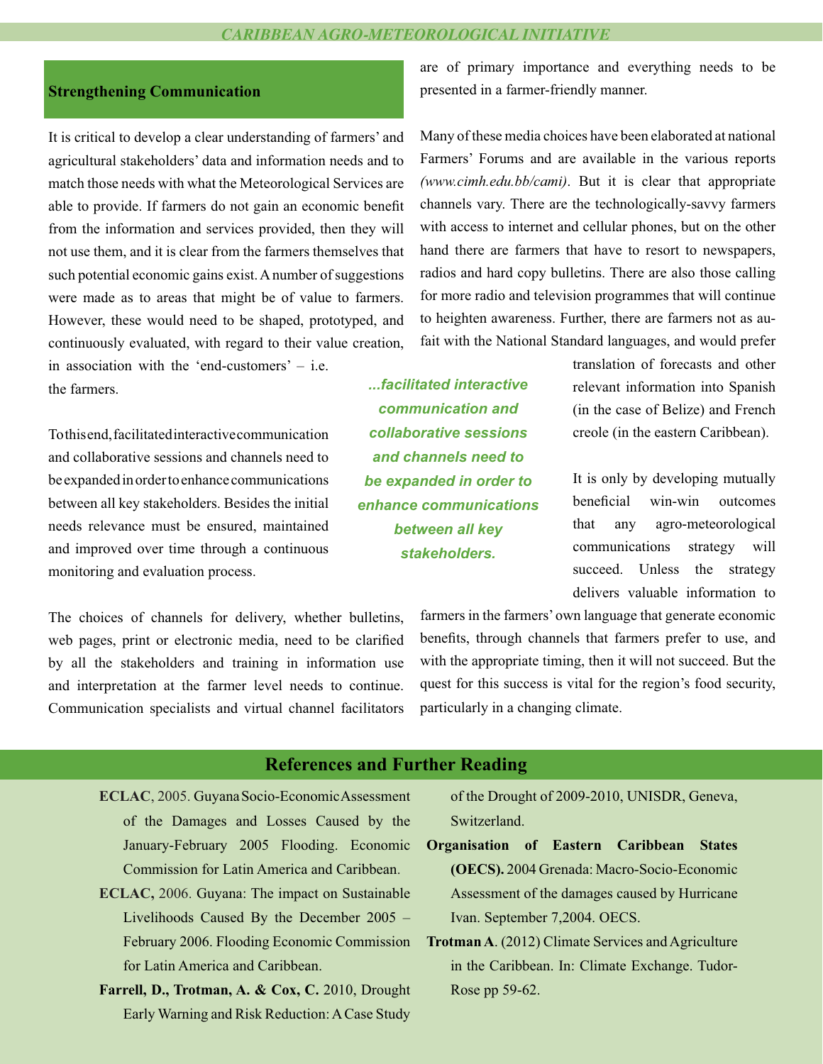## Strengthening Communication

It is critical to develop a clear understanding of farmers' and agricultural stakeholders' data and information needs and to match those needs with what the Meteorological Services are able to provide. If farmers do not gain an economic benefit from the information and services provided, then they will not use them, and it is clear from the farmers themselves that such potential economic gains exist. A number of suggestions were made as to areas that might be of value to farmers. However, these would need to be shaped, prototyped, and continuously evaluated, with regard to their value creation, in association with the 'end-customers' – i.e. the farmers.

To this end, facilitated interactive communication and collaborative sessions and channels need to be expanded in order to enhance communications between all key stakeholders. Besides the initial needs relevance must be ensured, maintained and improved over time through a continuous monitoring and evaluation process.

The choices of channels for delivery, whether bulletins, web pages, print or electronic media, need to be clarified by all the stakeholders and training in information use and interpretation at the farmer level needs to continue. Communication specialists and virtual channel facilitators are of primary importance and everything needs to be presented in a farmer-friendly manner.

Many of these media choices have been elaborated at national Farmers' Forums and are available in the various reports *(www.cimh.edu.bb/cami)*. But it is clear that appropriate channels vary. There are the technologically-savvy farmers with access to internet and cellular phones, but on the other hand there are farmers that have to resort to newspapers, radios and hard copy bulletins. There are also those calling for more radio and television programmes that will continue to heighten awareness. Further, there are farmers not as au-fait with the National Standard languages, and would prefer translation of forecasts and other relevant information into Spanish (in the case of Belize) and French creole (in the eastern Caribbean).

*...facilitated interactive communication and collaborative sessions and channels need to be expanded in order to enhance communications between all key stakeholders.*

It is only by developing mutually beneficial win-win outcomes that any agro-meteorological communications strategy will succeed. Unless the strategy delivers valuable information to farmers in the farmers' own language that generate economic benefits, through channels that farmers prefer to use, and with the appropriate timing, then it will not succeed. But the quest for this success is vital for the region's food security, particularly in a changing climate.

## References and Further Reading

**ECLAC**, 2005. Guyana Socio-Economic Assessment of the Damages and Losses Caused by the January-February 2005 Flooding. Economic Commission for Latin America and Caribbean.

**ECLAC,** 2006. Guyana: The impact on Sustainable Livelihoods Caused By the December 2005 – February 2006. Flooding Economic Commission for Latin America and Caribbean.

**Farrell, D., Trotman, A. & Cox, C.** 2010, Drought Early Warning and Risk Reduction: A Case Study of the Drought of 2009-2010, UNISDR, Geneva, Switzerland.

**Organisation of Eastern Caribbean States (OECS).** 2004 Grenada: Macro-Socio-Economic Assessment of the damages caused by Hurricane Ivan. September 7,2004. OECS.

**Trotman A**. (2012) Climate Services and Agriculture in the Caribbean. In: Climate Exchange. Tudor-Rose pp 59-62.